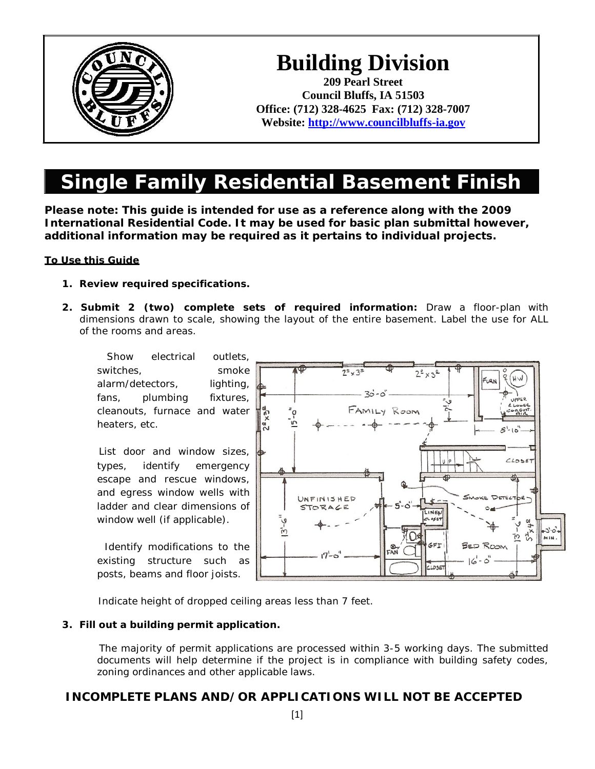# Building Division

**209 Pearl Street**
**Council Bluffs, IA 51503**
**Office: (712) 328-4625 Fax: (712) 328-7007**
**Website: [http://www.councilbluffs-ia.gov](http://www.councilbluffs-ia.gov)**

# Single Family Residential Basement Finish

**Please note: This guide is intended for use as a reference along with the 2009 International Residential Code. It may be used for basic plan submittal however, additional information may be required as it pertains to individual projects.**

**To Use this Guide**

1. **Review required specifications.**
2. **Submit 2 (two) complete sets of required information:** Draw a floor-plan with dimensions drawn to scale, showing the layout of the entire basement. Label the use for ALL of the rooms and areas.

   Show electrical outlets, switches, smoke alarm/detectors, lighting, fans, plumbing fixtures, cleanouts, furnace and water heaters, etc.

   List door and window sizes, types, identify emergency escape and rescue windows, and egress window wells with ladder and clear dimensions of window well (if applicable).

   Identify modifications to the existing structure such as posts, beams and floor joists.

   Indicate height of dropped ceiling areas less than 7 feet.

3. **Fill out a building permit application.**

   The majority of permit applications are processed within 3-5 working days. The submitted documents will help determine if the project is in compliance with building safety codes, zoning ordinances and other applicable laws.

**INCOMPLETE PLANS AND/OR APPLICATIONS WILL NOT BE ACCEPTED**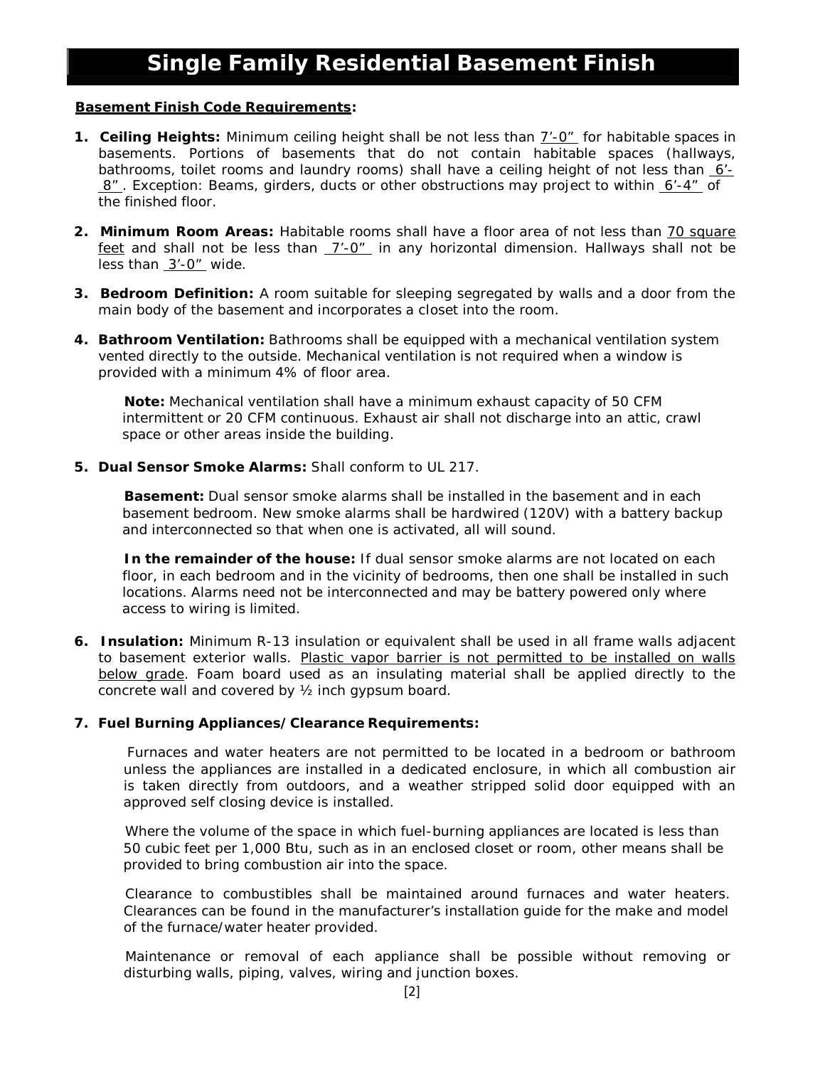# Single Family Residential Basement Finish

**<u>Basement Finish Code Requirements</u>:**

1. **Ceiling Heights:** Minimum ceiling height shall be not less than <u>7'-0"</u> for habitable spaces in basements. Portions of basements that do not contain habitable spaces (hallways, bathrooms, toilet rooms and laundry rooms) shall have a ceiling height of not less than <u>6'-8"</u>. Exception: Beams, girders, ducts or other obstructions may project to within <u>6'-4"</u> of the finished floor.

2. **Minimum Room Areas:** Habitable rooms shall have a floor area of not less than <u>70 square feet</u> and shall not be less than <u>7'-0"</u> in any horizontal dimension. Hallways shall not be less than <u>3'-0"</u> wide.

3. **Bedroom Definition:** A room suitable for sleeping segregated by walls and a door from the main body of the basement and incorporates a closet into the room.

4. **Bathroom Ventilation:** Bathrooms shall be equipped with a mechanical ventilation system vented directly to the outside. Mechanical ventilation is not required when a window is provided with a minimum 4% of floor area.

   **Note:** Mechanical ventilation shall have a minimum exhaust capacity of 50 CFM intermittent or 20 CFM continuous. Exhaust air shall not discharge into an attic, crawl space or other areas inside the building.

5. **Dual Sensor Smoke Alarms:** Shall conform to UL 217.

   **Basement:** Dual sensor smoke alarms shall be installed in the basement and in each basement bedroom. New smoke alarms shall be hardwired (120V) with a battery backup and interconnected so that when one is activated, all will sound.

   **In the remainder of the house:** If dual sensor smoke alarms are not located on each floor, in each bedroom and in the vicinity of bedrooms, then one shall be installed in such locations. Alarms need not be interconnected and may be battery powered only where access to wiring is limited.

6. **Insulation:** Minimum R-13 insulation or equivalent shall be used in all frame walls adjacent to basement exterior walls. <u>Plastic vapor barrier is not permitted to be installed on walls below grade</u>. Foam board used as an insulating material shall be applied directly to the concrete wall and covered by ½ inch gypsum board.

7. **Fuel Burning Appliances/Clearance Requirements:**

   Furnaces and water heaters are not permitted to be located in a bedroom or bathroom unless the appliances are installed in a dedicated enclosure, in which all combustion air is taken directly from outdoors, and a weather stripped solid door equipped with an approved self closing device is installed.

   Where the volume of the space in which fuel-burning appliances are located is less than 50 cubic feet per 1,000 Btu, such as in an enclosed closet or room, other means shall be provided to bring combustion air into the space.

   Clearance to combustibles shall be maintained around furnaces and water heaters. Clearances can be found in the manufacturer's installation guide for the make and model of the furnace/water heater provided.

   Maintenance or removal of each appliance shall be possible without removing or disturbing walls, piping, valves, wiring and junction boxes.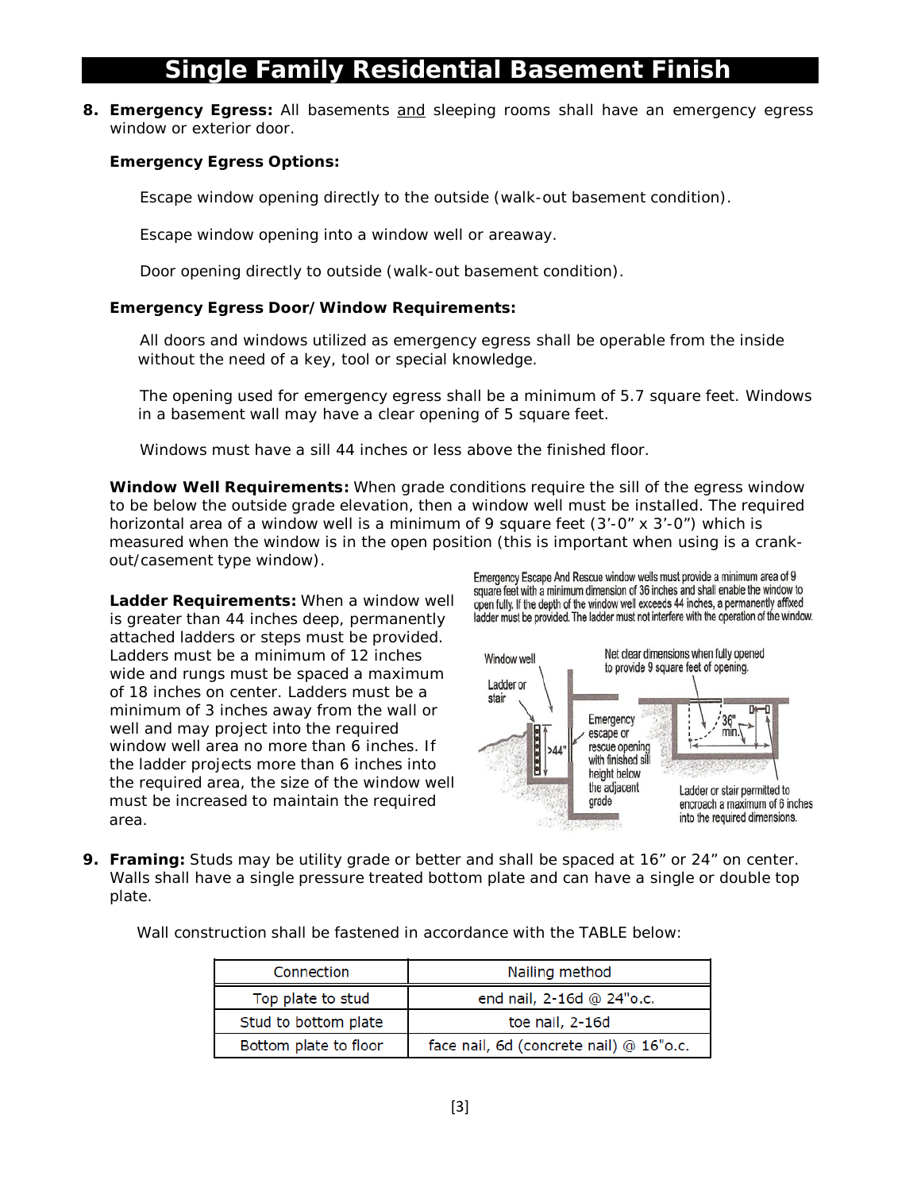# Single Family Residential Basement Finish

8. **Emergency Egress:** All basements and sleeping rooms shall have an emergency egress window or exterior door.

   **Emergency Egress Options:**

   Escape window opening directly to the outside (walk-out basement condition).

   Escape window opening into a window well or areaway.

   Door opening directly to outside (walk-out basement condition).

   **Emergency Egress Door/Window Requirements:**

   All doors and windows utilized as emergency egress shall be operable from the inside without the need of a key, tool or special knowledge.

   The opening used for emergency egress shall be a minimum of 5.7 square feet. Windows in a basement wall may have a clear opening of 5 square feet.

   Windows must have a sill 44 inches or less above the finished floor.

   **Window Well Requirements:** When grade conditions require the sill of the egress window to be below the outside grade elevation, then a window well must be installed. The required horizontal area of a window well is a minimum of 9 square feet (3'-0" x 3'-0") which is measured when the window is in the open position (this is important when using is a crank-out/casement type window).

   **Ladder Requirements:** When a window well is greater than 44 inches deep, permanently attached ladders or steps must be provided. Ladders must be a minimum of 12 inches wide and rungs must be spaced a maximum of 18 inches on center. Ladders must be a minimum of 3 inches away from the wall or well and may project into the required window well area no more than 6 inches. If the ladder projects more than 6 inches into the required area, the size of the window well must be increased to maintain the required area.

   Emergency Escape And Rescue window wells must provide a minimum area of 9 square feet with a minimum dimension of 36 inches and shall enable the window to open fully. If the depth of the window well exceeds 44 inches, a permanently affixed ladder must be provided. The ladder must not interfere with the operation of the window.

   Window well; Ladder or stair; >44"; Emergency escape or rescue opening with finished sill height below the adjacent grade; Net clear dimensions when fully opened to provide 9 square feet of opening.; 36" min.; Ladder or stair permitted to encroach a maximum of 6 inches into the required dimensions.

9. **Framing:** Studs may be utility grade or better and shall be spaced at 16" or 24" on center. Walls shall have a single pressure treated bottom plate and can have a single or double top plate.

   Wall construction shall be fastened in accordance with the TABLE below:

| Connection | Nailing method |
|---|---|
| Top plate to stud | end nail, 2-16d @ 24"o.c. |
| Stud to bottom plate | toe nail, 2-16d |
| Bottom plate to floor | face nail, 6d (concrete nail) @ 16"o.c. |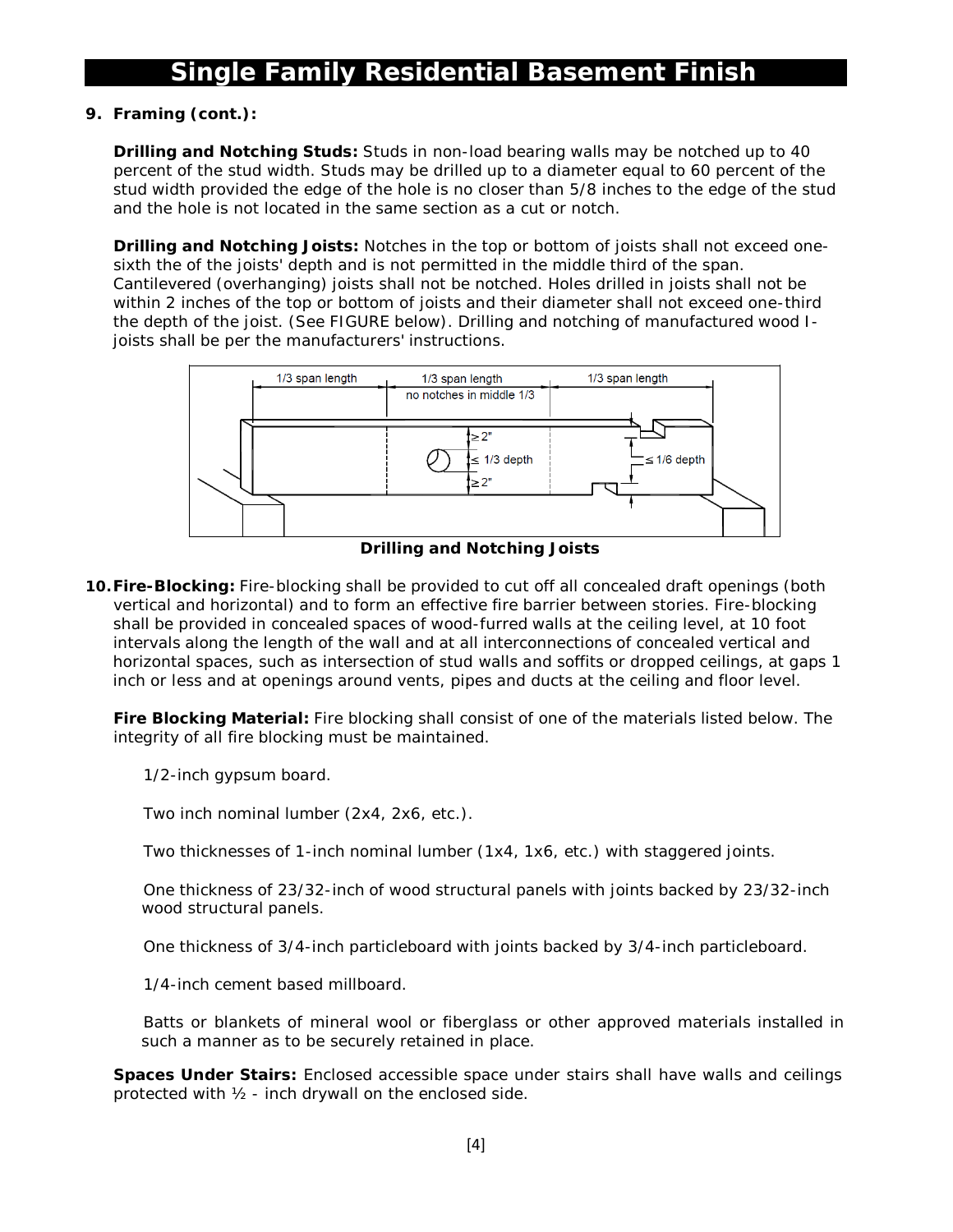# Single Family Residential Basement Finish

**9. Framing (cont.):**

**Drilling and Notching Studs:** Studs in non-load bearing walls may be notched up to 40 percent of the stud width. Studs may be drilled up to a diameter equal to 60 percent of the stud width provided the edge of the hole is no closer than 5/8 inches to the edge of the stud and the hole is not located in the same section as a cut or notch.

**Drilling and Notching Joists:** Notches in the top or bottom of joists shall not exceed one-sixth the of the joists' depth and is not permitted in the middle third of the span. Cantilevered (overhanging) joists shall not be notched. Holes drilled in joists shall not be within 2 inches of the top or bottom of joists and their diameter shall not exceed one-third the depth of the joist. (See FIGURE below). Drilling and notching of manufactured wood I-joists shall be per the manufacturers' instructions.

1/3 span length | 1/3 span length | 1/3 span length
no notches in middle 1/3
≥ 2"
≤ 1/3 depth
≥ 2"
≤ 1/6 depth

**Drilling and Notching Joists**

**10. Fire-Blocking:** Fire-blocking shall be provided to cut off all concealed draft openings (both vertical and horizontal) and to form an effective fire barrier between stories. Fire-blocking shall be provided in concealed spaces of wood-furred walls at the ceiling level, at 10 foot intervals along the length of the wall and at all interconnections of concealed vertical and horizontal spaces, such as intersection of stud walls and soffits or dropped ceilings, at gaps 1 inch or less and at openings around vents, pipes and ducts at the ceiling and floor level.

**Fire Blocking Material:** Fire blocking shall consist of one of the materials listed below. The integrity of all fire blocking must be maintained.

1/2-inch gypsum board.

Two inch nominal lumber (2x4, 2x6, etc.).

Two thicknesses of 1-inch nominal lumber (1x4, 1x6, etc.) with staggered joints.

One thickness of 23/32-inch of wood structural panels with joints backed by 23/32-inch wood structural panels.

One thickness of 3/4-inch particleboard with joints backed by 3/4-inch particleboard.

1/4-inch cement based millboard.

Batts or blankets of mineral wool or fiberglass or other approved materials installed in such a manner as to be securely retained in place.

**Spaces Under Stairs:** Enclosed accessible space under stairs shall have walls and ceilings protected with ½ - inch drywall on the enclosed side.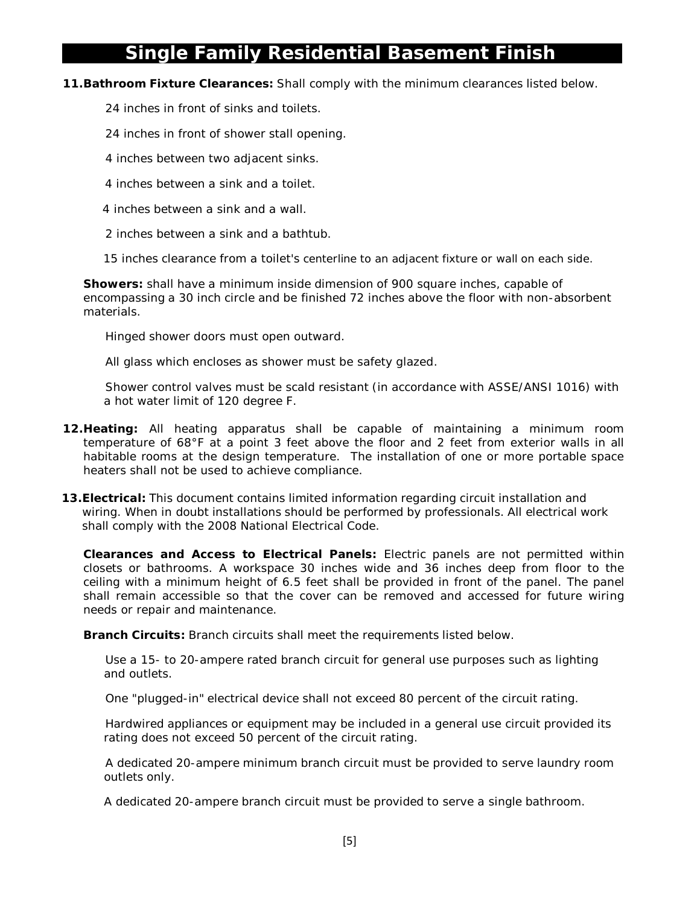**11. Bathroom Fixture Clearances:** Shall comply with the minimum clearances listed below.

24 inches in front of sinks and toilets.

24 inches in front of shower stall opening.

4 inches between two adjacent sinks.

4 inches between a sink and a toilet.

4 inches between a sink and a wall.

2 inches between a sink and a bathtub.

15 inches clearance from a toilet's centerline to an adjacent fixture or wall on each side.

**Showers:** shall have a minimum inside dimension of 900 square inches, capable of encompassing a 30 inch circle and be finished 72 inches above the floor with non-absorbent materials.

Hinged shower doors must open outward.

All glass which encloses as shower must be safety glazed.

Shower control valves must be scald resistant (in accordance with ASSE/ANSI 1016) with a hot water limit of 120 degree F.

**12. Heating:** All heating apparatus shall be capable of maintaining a minimum room temperature of 68°F at a point 3 feet above the floor and 2 feet from exterior walls in all habitable rooms at the design temperature. The installation of one or more portable space heaters shall not be used to achieve compliance.

**13. Electrical:** This document contains limited information regarding circuit installation and wiring. When in doubt installations should be performed by professionals. All electrical work shall comply with the 2008 National Electrical Code.

**Clearances and Access to Electrical Panels:** Electric panels are not permitted within closets or bathrooms. A workspace 30 inches wide and 36 inches deep from floor to the ceiling with a minimum height of 6.5 feet shall be provided in front of the panel. The panel shall remain accessible so that the cover can be removed and accessed for future wiring needs or repair and maintenance.

**Branch Circuits:** Branch circuits shall meet the requirements listed below.

Use a 15- to 20-ampere rated branch circuit for general use purposes such as lighting and outlets.

One "plugged-in" electrical device shall not exceed 80 percent of the circuit rating.

Hardwired appliances or equipment may be included in a general use circuit provided its rating does not exceed 50 percent of the circuit rating.

A dedicated 20-ampere minimum branch circuit must be provided to serve laundry room outlets only.

A dedicated 20-ampere branch circuit must be provided to serve a single bathroom.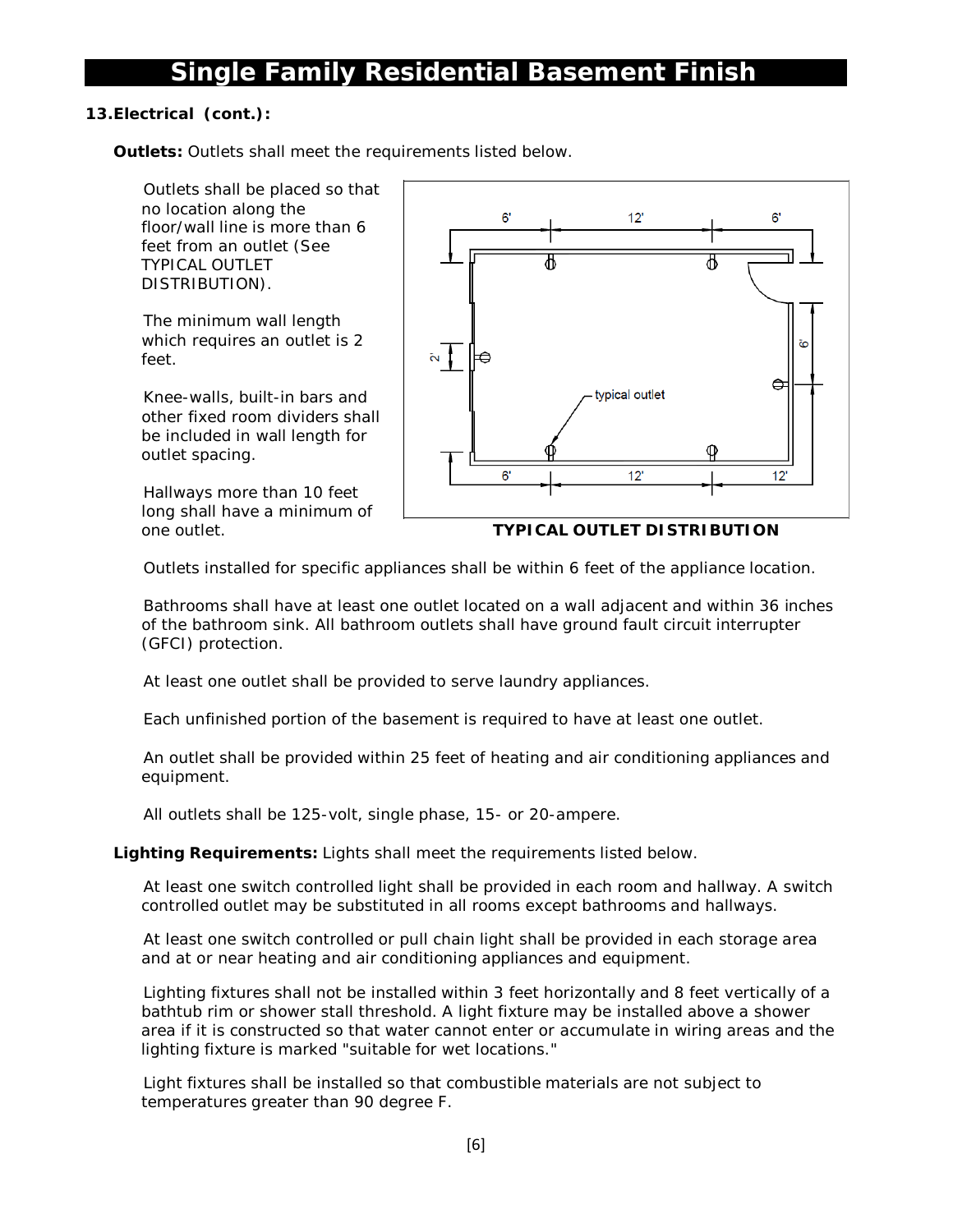# Single Family Residential Basement Finish

**13. Electrical (cont.):**

**Outlets:** Outlets shall meet the requirements listed below.

Outlets shall be placed so that no location along the floor/wall line is more than 6 feet from an outlet (See TYPICAL OUTLET DISTRIBUTION).

The minimum wall length which requires an outlet is 2 feet.

Knee-walls, built-in bars and other fixed room dividers shall be included in wall length for outlet spacing.

Hallways more than 10 feet long shall have a minimum of one outlet.

6'
12'
6'
2'
6'
typical outlet
6'
12'
12'

**TYPICAL OUTLET DISTRIBUTION**

Outlets installed for specific appliances shall be within 6 feet of the appliance location.

Bathrooms shall have at least one outlet located on a wall adjacent and within 36 inches of the bathroom sink. All bathroom outlets shall have ground fault circuit interrupter (GFCI) protection.

At least one outlet shall be provided to serve laundry appliances.

Each unfinished portion of the basement is required to have at least one outlet.

An outlet shall be provided within 25 feet of heating and air conditioning appliances and equipment.

All outlets shall be 125-volt, single phase, 15- or 20-ampere.

**Lighting Requirements:** Lights shall meet the requirements listed below.

At least one switch controlled light shall be provided in each room and hallway. A switch controlled outlet may be substituted in all rooms except bathrooms and hallways.

At least one switch controlled or pull chain light shall be provided in each storage area and at or near heating and air conditioning appliances and equipment.

Lighting fixtures shall not be installed within 3 feet horizontally and 8 feet vertically of a bathtub rim or shower stall threshold. A light fixture may be installed above a shower area if it is constructed so that water cannot enter or accumulate in wiring areas and the lighting fixture is marked "suitable for wet locations."

Light fixtures shall be installed so that combustible materials are not subject to temperatures greater than 90 degree F.